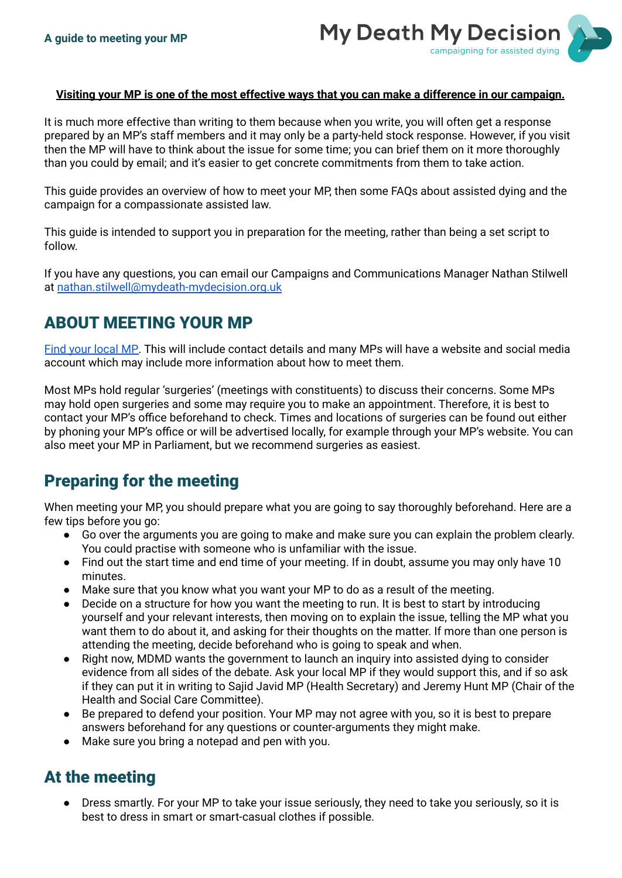**Visiting your MP is one of the most effective ways that you can make a difference in our campaign.**

It is much more effective than writing to them because when you write, you will often get a response prepared by an MP's staff members and it may only be a party-held stock response. However, if you visit then the MP will have to think about the issue for some time; you can brief them on it more thoroughly than you could by email; and it's easier to get concrete commitments from them to take action.

This guide provides an overview of how to meet your MP, then some FAQs about assisted dying and the campaign for a compassionate assisted law.

This guide is intended to support you in preparation for the meeting, rather than being a set script to follow.

If you have any questions, you can email our Campaigns and Communications Manager Nathan Stilwell at nathan.stilwell@mydeath-mydecision.org.uk

## ABOUT MEETING YOUR MP

Find your local MP. This will include contact details and many MPs will have a website and social media account which may include more information about how to meet them.

Most MPs hold regular 'surgeries' (meetings with constituents) to discuss their concerns. Some MPs may hold open surgeries and some may require you to make an appointment. Therefore, it is best to contact your MP's office beforehand to check. Times and locations of surgeries can be found out either by phoning your MP's office or will be advertised locally, for example through your MP's website. You can also meet your MP in Parliament, but we recommend surgeries as easiest.

## Preparing for the meeting

When meeting your MP, you should prepare what you are going to say thoroughly beforehand. Here are a few tips before you go:

- Go over the arguments you are going to make and make sure you can explain the problem clearly. You could practise with someone who is unfamiliar with the issue.
- Find out the start time and end time of your meeting. If in doubt, assume you may only have 10 minutes.
- Make sure that you know what you want your MP to do as a result of the meeting.
- Decide on a structure for how you want the meeting to run. It is best to start by introducing yourself and your relevant interests, then moving on to explain the issue, telling the MP what you want them to do about it, and asking for their thoughts on the matter. If more than one person is attending the meeting, decide beforehand who is going to speak and when.
- Right now, MDMD wants the government to launch an inquiry into assisted dying to consider evidence from all sides of the debate. Ask your local MP if they would support this, and if so ask if they can put it in writing to Sajid Javid MP (Health Secretary) and Jeremy Hunt MP (Chair of the Health and Social Care Committee).
- Be prepared to defend your position. Your MP may not agree with you, so it is best to prepare answers beforehand for any questions or counter-arguments they might make.
- Make sure you bring a notepad and pen with you.

## At the meeting

- Dress smartly. For your MP to take your issue seriously, they need to take you seriously, so it is best to dress in smart or smart-casual clothes if possible.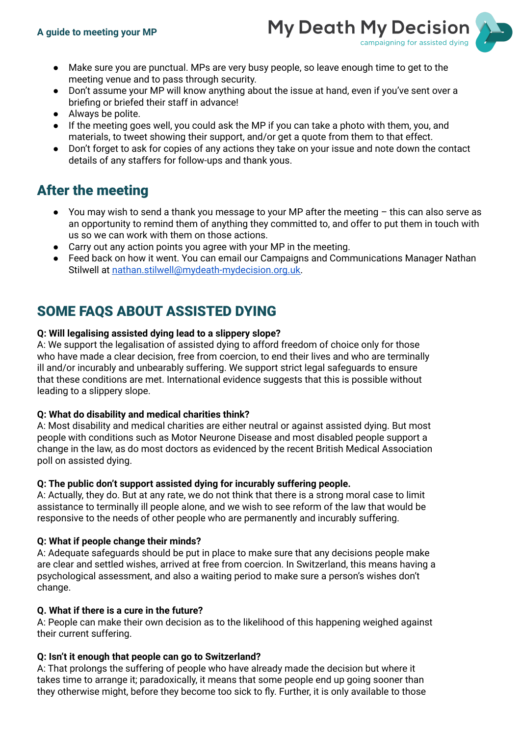- Make sure you are punctual. MPs are very busy people, so leave enough time to get to the meeting venue and to pass through security.
- Don't assume your MP will know anything about the issue at hand, even if you've sent over a briefing or briefed their staff in advance!
- Always be polite.
- If the meeting goes well, you could ask the MP if you can take a photo with them, you, and materials, to tweet showing their support, and/or get a quote from them to that effect.
- Don't forget to ask for copies of any actions they take on your issue and note down the contact details of any staffers for follow-ups and thank yous.

## After the meeting

- You may wish to send a thank you message to your MP after the meeting – this can also serve as an opportunity to remind them of anything they committed to, and offer to put them in touch with us so we can work with them on those actions.
- Carry out any action points you agree with your MP in the meeting.
- Feed back on how it went. You can email our Campaigns and Communications Manager Nathan Stilwell at nathan.stilwell@mydeath-mydecision.org.uk.

## SOME FAQS ABOUT ASSISTED DYING

**Q: Will legalising assisted dying lead to a slippery slope?**
A: We support the legalisation of assisted dying to afford freedom of choice only for those who have made a clear decision, free from coercion, to end their lives and who are terminally ill and/or incurably and unbearably suffering. We support strict legal safeguards to ensure that these conditions are met. International evidence suggests that this is possible without leading to a slippery slope.

**Q: What do disability and medical charities think?**
A: Most disability and medical charities are either neutral or against assisted dying. But most people with conditions such as Motor Neurone Disease and most disabled people support a change in the law, as do most doctors as evidenced by the recent British Medical Association poll on assisted dying.

**Q: The public don't support assisted dying for incurably suffering people.**
A: Actually, they do. But at any rate, we do not think that there is a strong moral case to limit assistance to terminally ill people alone, and we wish to see reform of the law that would be responsive to the needs of other people who are permanently and incurably suffering.

**Q: What if people change their minds?**
A: Adequate safeguards should be put in place to make sure that any decisions people make are clear and settled wishes, arrived at free from coercion. In Switzerland, this means having a psychological assessment, and also a waiting period to make sure a person's wishes don't change.

**Q. What if there is a cure in the future?**
A: People can make their own decision as to the likelihood of this happening weighed against their current suffering.

**Q: Isn't it enough that people can go to Switzerland?**
A: That prolongs the suffering of people who have already made the decision but where it takes time to arrange it; paradoxically, it means that some people end up going sooner than they otherwise might, before they become too sick to fly. Further, it is only available to those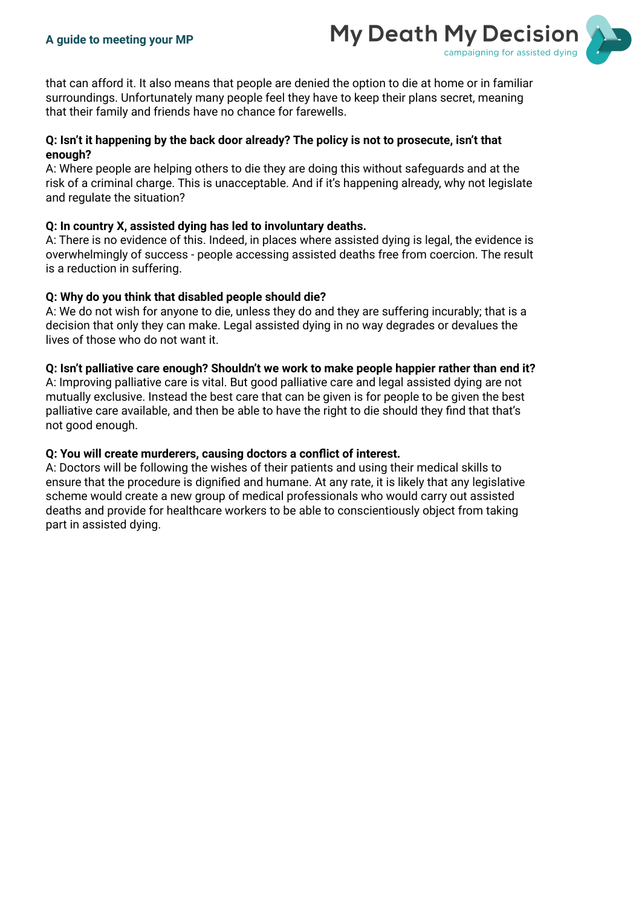that can afford it. It also means that people are denied the option to die at home or in familiar surroundings. Unfortunately many people feel they have to keep their plans secret, meaning that their family and friends have no chance for farewells.

**Q: Isn't it happening by the back door already? The policy is not to prosecute, isn't that enough?**
A: Where people are helping others to die they are doing this without safeguards and at the risk of a criminal charge. This is unacceptable. And if it's happening already, why not legislate and regulate the situation?

**Q: In country X, assisted dying has led to involuntary deaths.**
A: There is no evidence of this. Indeed, in places where assisted dying is legal, the evidence is overwhelmingly of success - people accessing assisted deaths free from coercion. The result is a reduction in suffering.

**Q: Why do you think that disabled people should die?**
A: We do not wish for anyone to die, unless they do and they are suffering incurably; that is a decision that only they can make. Legal assisted dying in no way degrades or devalues the lives of those who do not want it.

**Q: Isn't palliative care enough? Shouldn't we work to make people happier rather than end it?**
A: Improving palliative care is vital. But good palliative care and legal assisted dying are not mutually exclusive. Instead the best care that can be given is for people to be given the best palliative care available, and then be able to have the right to die should they find that that's not good enough.

**Q: You will create murderers, causing doctors a conflict of interest.**
A: Doctors will be following the wishes of their patients and using their medical skills to ensure that the procedure is dignified and humane. At any rate, it is likely that any legislative scheme would create a new group of medical professionals who would carry out assisted deaths and provide for healthcare workers to be able to conscientiously object from taking part in assisted dying.